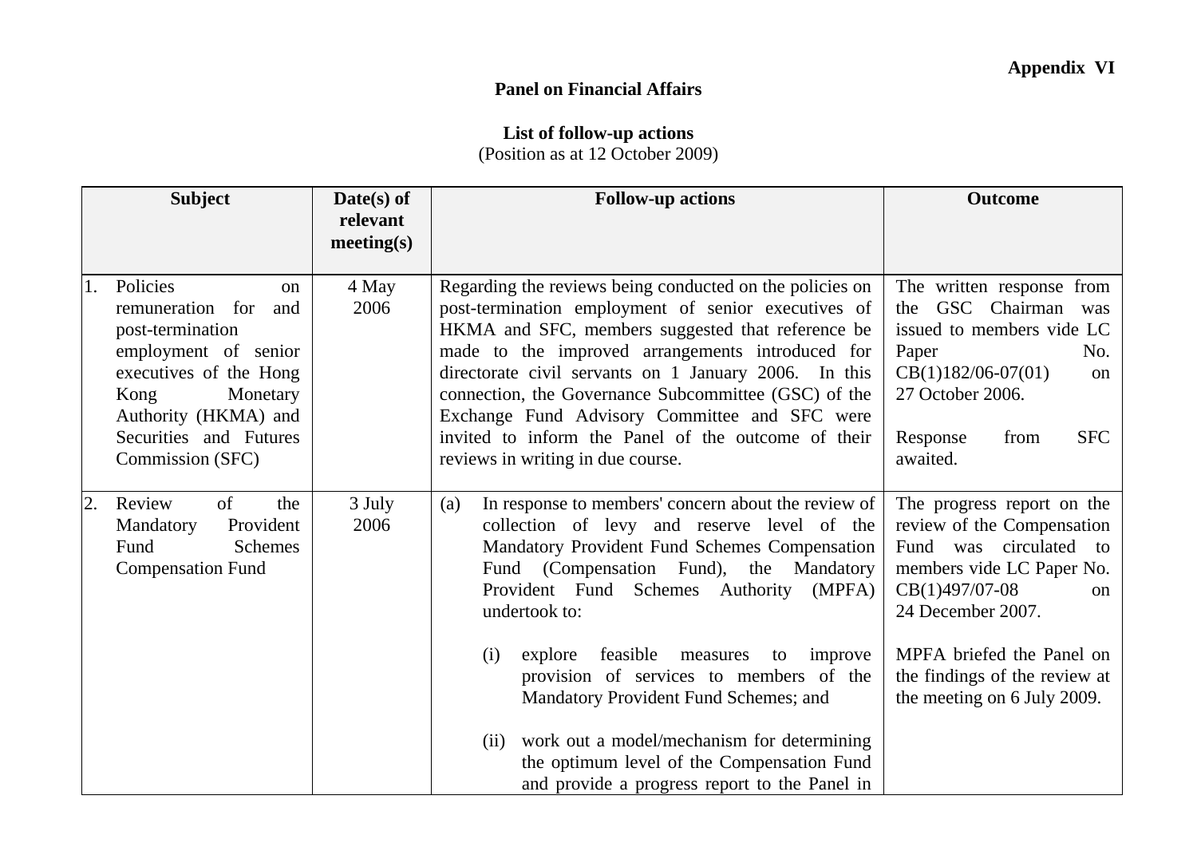Appendix VI

**Panel on Financial Affairs**

**List of follow-up actions**
(Position as at 12 October 2009)

| Subject | Date(s) of relevant meeting(s) | Follow-up actions | Outcome |
|---|---|---|---|
| 1. Policies on remuneration for and post-termination employment of senior executives of the Hong Kong Monetary Authority (HKMA) and Securities and Futures Commission (SFC) | 4 May 2006 | Regarding the reviews being conducted on the policies on post-termination employment of senior executives of HKMA and SFC, members suggested that reference be made to the improved arrangements introduced for directorate civil servants on 1 January 2006. In this connection, the Governance Subcommittee (GSC) of the Exchange Fund Advisory Committee and SFC were invited to inform the Panel of the outcome of their reviews in writing in due course. | The written response from the GSC Chairman was issued to members vide LC Paper No. CB(1)182/06-07(01) on 27 October 2006.<br><br>Response from SFC awaited. |
| 2. Review of the Mandatory Provident Fund Schemes Compensation Fund | 3 July 2006 | (a) In response to members' concern about the review of collection of levy and reserve level of the Mandatory Provident Fund Schemes Compensation Fund (Compensation Fund), the Mandatory Provident Fund Schemes Authority (MPFA) undertook to:<br><br>(i) explore feasible measures to improve provision of services to members of the Mandatory Provident Fund Schemes; and<br><br>(ii) work out a model/mechanism for determining the optimum level of the Compensation Fund and provide a progress report to the Panel in | The progress report on the review of the Compensation Fund was circulated to members vide LC Paper No. CB(1)497/07-08 on 24 December 2007.<br><br>MPFA briefed the Panel on the findings of the review at the meeting on 6 July 2009. |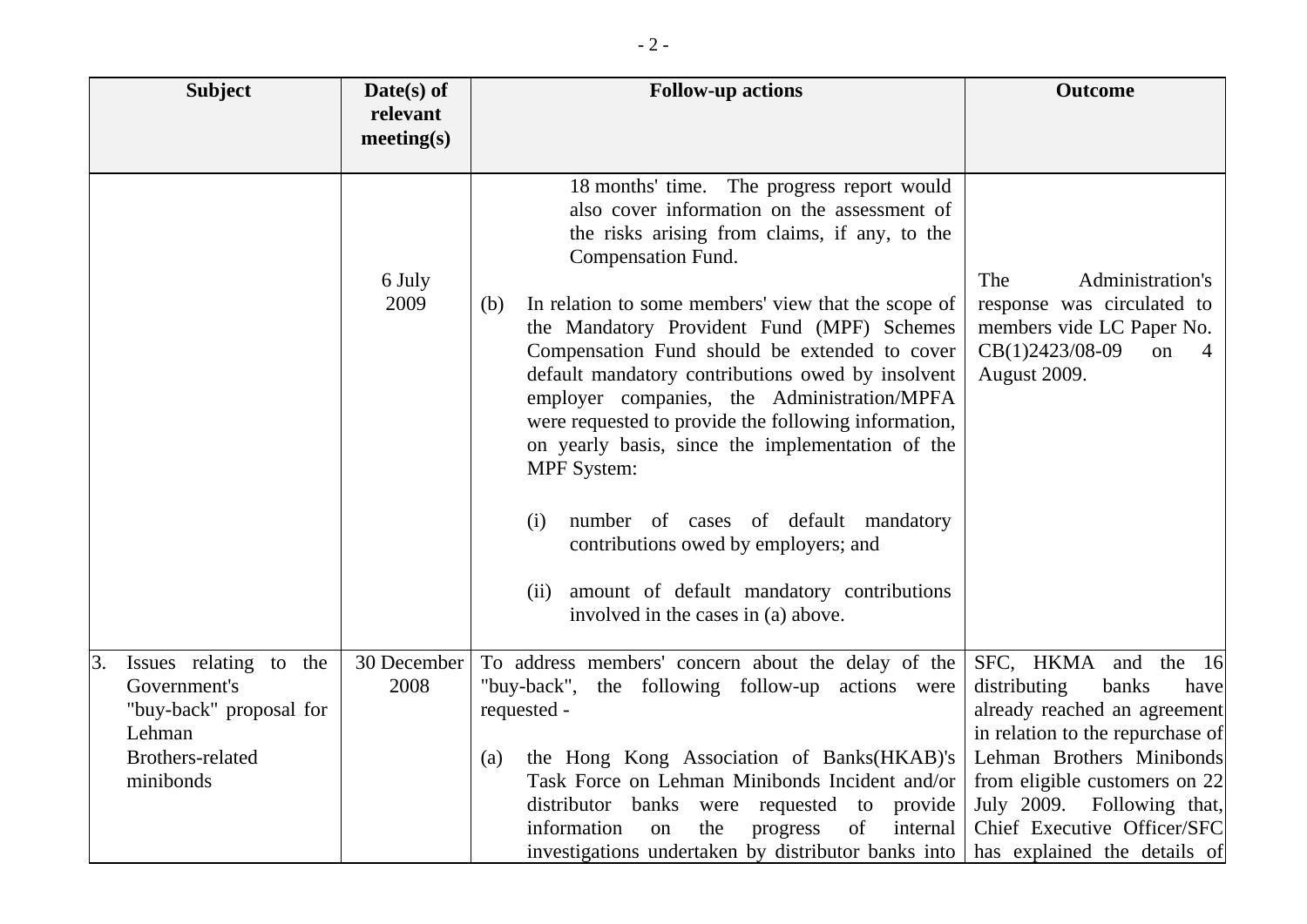| Subject | Date(s) of relevant meeting(s) | Follow-up actions | Outcome |
|---|---|---|---|
| | 6 July 2009 | 18 months' time. The progress report would also cover information on the assessment of the risks arising from claims, if any, to the Compensation Fund.<br><br>(b) In relation to some members' view that the scope of the Mandatory Provident Fund (MPF) Schemes Compensation Fund should be extended to cover default mandatory contributions owed by insolvent employer companies, the Administration/MPFA were requested to provide the following information, on yearly basis, since the implementation of the MPF System:<br><br>(i) number of cases of default mandatory contributions owed by employers; and<br><br>(ii) amount of default mandatory contributions involved in the cases in (a) above. | The Administration's response was circulated to members vide LC Paper No. CB(1)2423/08-09 on 4 August 2009. |
| 3. Issues relating to the Government's "buy-back" proposal for Lehman Brothers-related minibonds | 30 December 2008 | To address members' concern about the delay of the "buy-back", the following follow-up actions were requested -<br><br>(a) the Hong Kong Association of Banks(HKAB)'s Task Force on Lehman Minibonds Incident and/or distributor banks were requested to provide information on the progress of internal investigations undertaken by distributor banks into | SFC, HKMA and the 16 distributing banks have already reached an agreement in relation to the repurchase of Lehman Brothers Minibonds from eligible customers on 22 July 2009. Following that, Chief Executive Officer/SFC has explained the details of |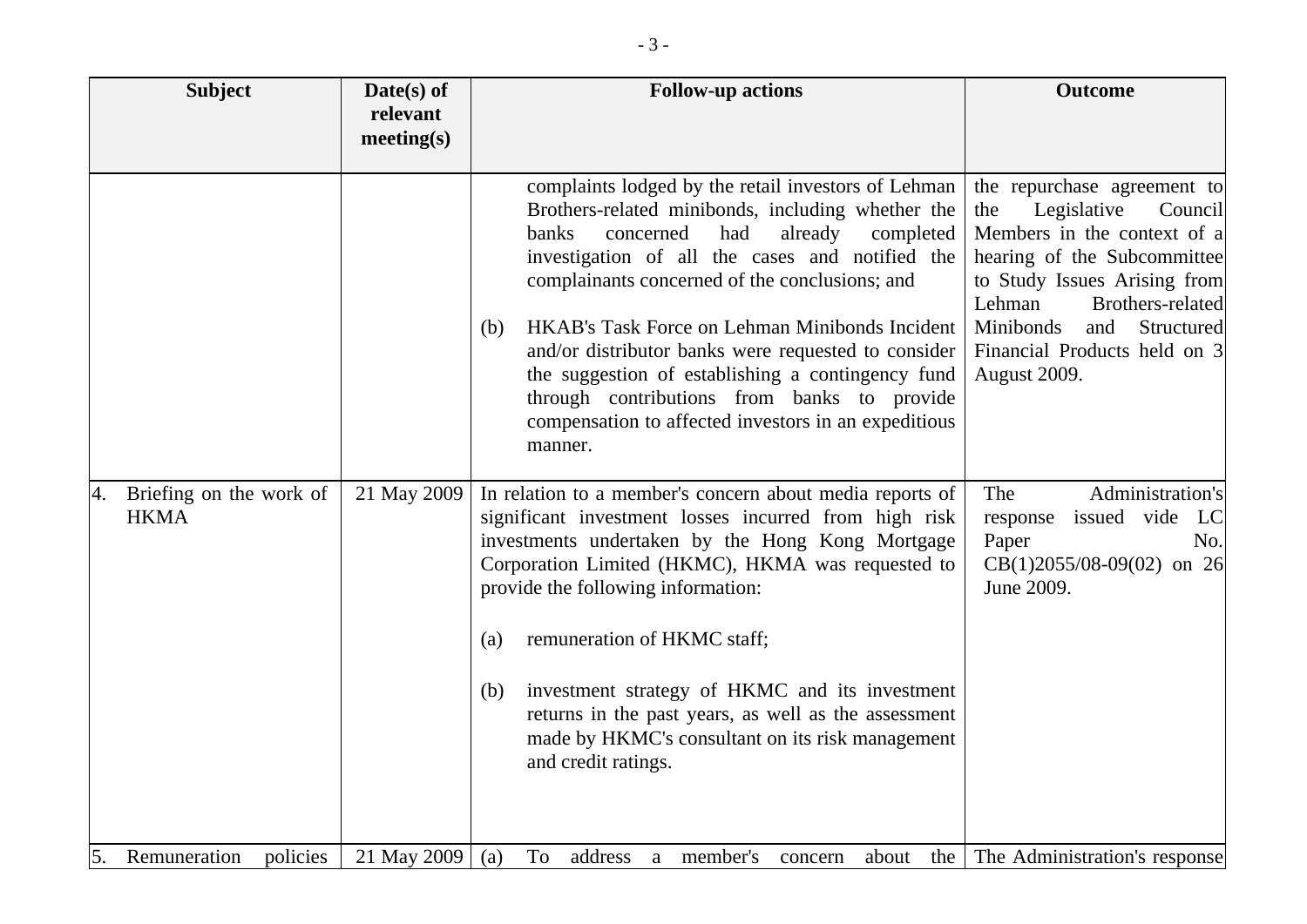| Subject | Date(s) of relevant meeting(s) | Follow-up actions | Outcome |
|---|---|---|---|
| | | complaints lodged by the retail investors of Lehman Brothers-related minibonds, including whether the banks concerned had already completed investigation of all the cases and notified the complainants concerned of the conclusions; and<br><br>(b) HKAB's Task Force on Lehman Minibonds Incident and/or distributor banks were requested to consider the suggestion of establishing a contingency fund through contributions from banks to provide compensation to affected investors in an expeditious manner. | the repurchase agreement to the Legislative Council Members in the context of a hearing of the Subcommittee to Study Issues Arising from Lehman Brothers-related Minibonds and Structured Financial Products held on 3 August 2009. |
| 4. Briefing on the work of HKMA | 21 May 2009 | In relation to a member's concern about media reports of significant investment losses incurred from high risk investments undertaken by the Hong Kong Mortgage Corporation Limited (HKMC), HKMA was requested to provide the following information:<br><br>(a) remuneration of HKMC staff;<br><br>(b) investment strategy of HKMC and its investment returns in the past years, as well as the assessment made by HKMC's consultant on its risk management and credit ratings. | The Administration's response issued vide LC Paper No. CB(1)2055/08-09(02) on 26 June 2009. |
| 5. Remuneration policies | 21 May 2009 | (a) To address a member's concern about the | The Administration's response |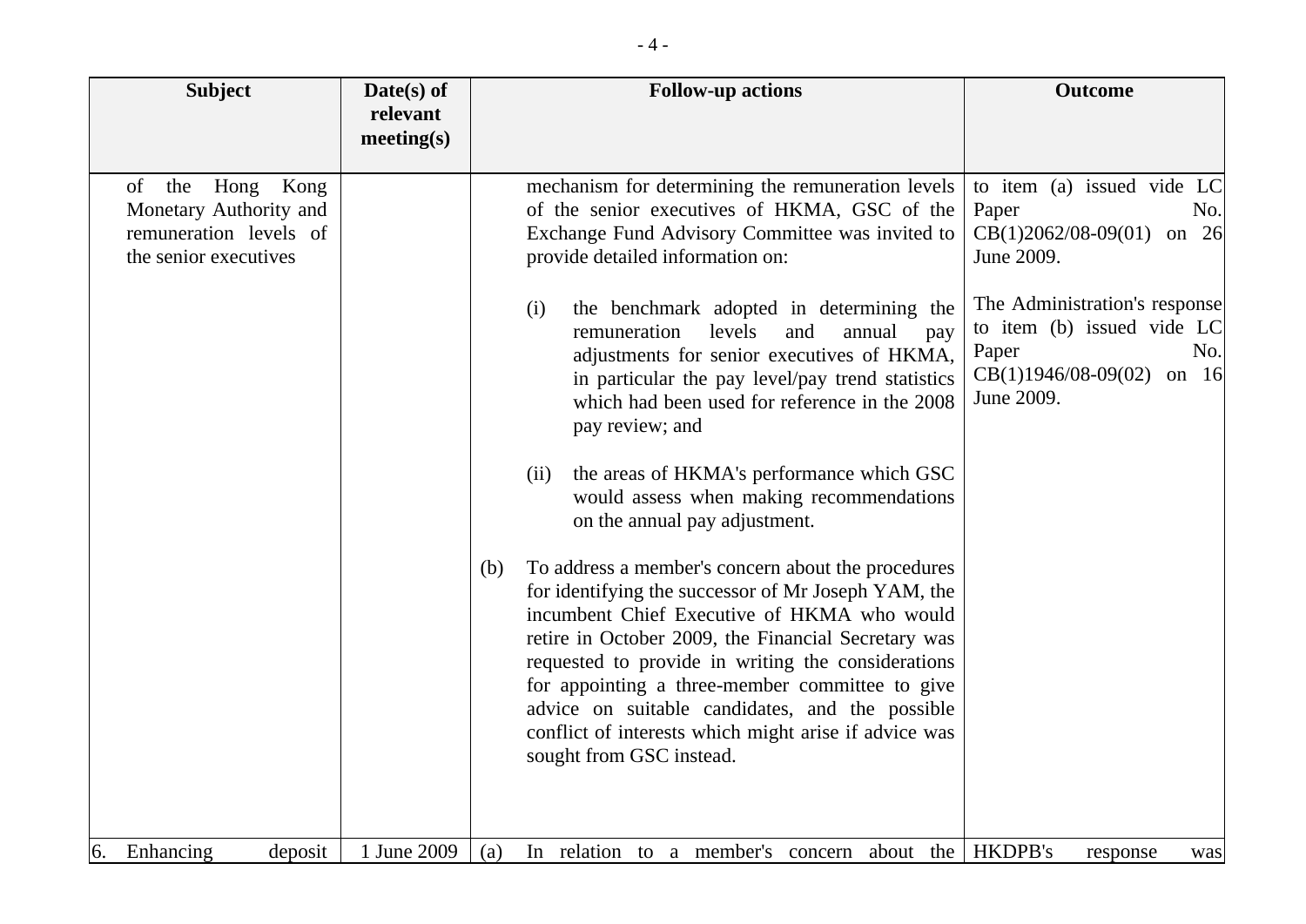| Subject | Date(s) of relevant meeting(s) | Follow-up actions | Outcome |
|---|---|---|---|
| of the Hong Kong Monetary Authority and remuneration levels of the senior executives | | mechanism for determining the remuneration levels of the senior executives of HKMA, GSC of the Exchange Fund Advisory Committee was invited to provide detailed information on:<br><br>(i) the benchmark adopted in determining the remuneration levels and annual pay adjustments for senior executives of HKMA, in particular the pay level/pay trend statistics which had been used for reference in the 2008 pay review; and<br><br>(ii) the areas of HKMA's performance which GSC would assess when making recommendations on the annual pay adjustment.<br><br>(b) To address a member's concern about the procedures for identifying the successor of Mr Joseph YAM, the incumbent Chief Executive of HKMA who would retire in October 2009, the Financial Secretary was requested to provide in writing the considerations for appointing a three-member committee to give advice on suitable candidates, and the possible conflict of interests which might arise if advice was sought from GSC instead. | to item (a) issued vide LC Paper No. CB(1)2062/08-09(01) on 26 June 2009.<br><br>The Administration's response to item (b) issued vide LC Paper No. CB(1)1946/08-09(02) on 16 June 2009. |
| 6. Enhancing deposit | 1 June 2009 | (a) In relation to a member's concern about the | HKDPB's response was |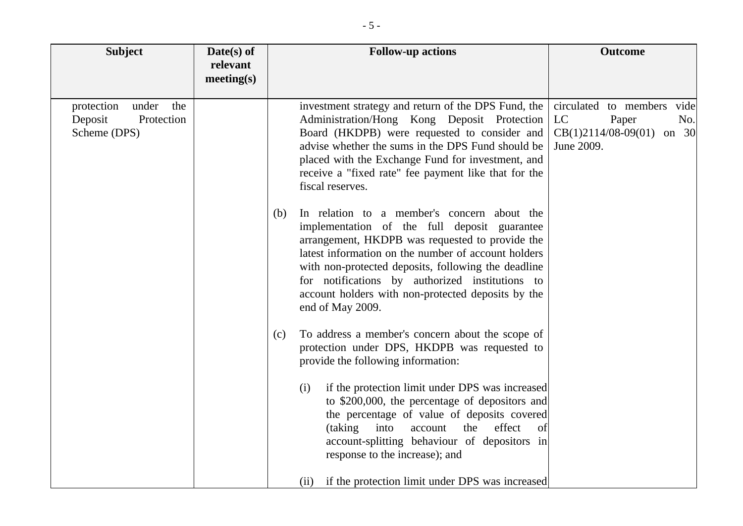| Subject | Date(s) of relevant meeting(s) | Follow-up actions | Outcome |
|---|---|---|---|
| protection under the Deposit Protection Scheme (DPS) | | investment strategy and return of the DPS Fund, the Administration/Hong Kong Deposit Protection Board (HKDPB) were requested to consider and advise whether the sums in the DPS Fund should be placed with the Exchange Fund for investment, and receive a "fixed rate" fee payment like that for the fiscal reserves.<br><br>(b) In relation to a member's concern about the implementation of the full deposit guarantee arrangement, HKDPB was requested to provide the latest information on the number of account holders with non-protected deposits, following the deadline for notifications by authorized institutions to account holders with non-protected deposits by the end of May 2009.<br><br>(c) To address a member's concern about the scope of protection under DPS, HKDPB was requested to provide the following information:<br><br>(i) if the protection limit under DPS was increased to \$200,000, the percentage of depositors and the percentage of value of deposits covered (taking into account the effect of account-splitting behaviour of depositors in response to the increase); and<br><br>(ii) if the protection limit under DPS was increased | circulated to members vide LC Paper No. CB(1)2114/08-09(01) on 30 June 2009. |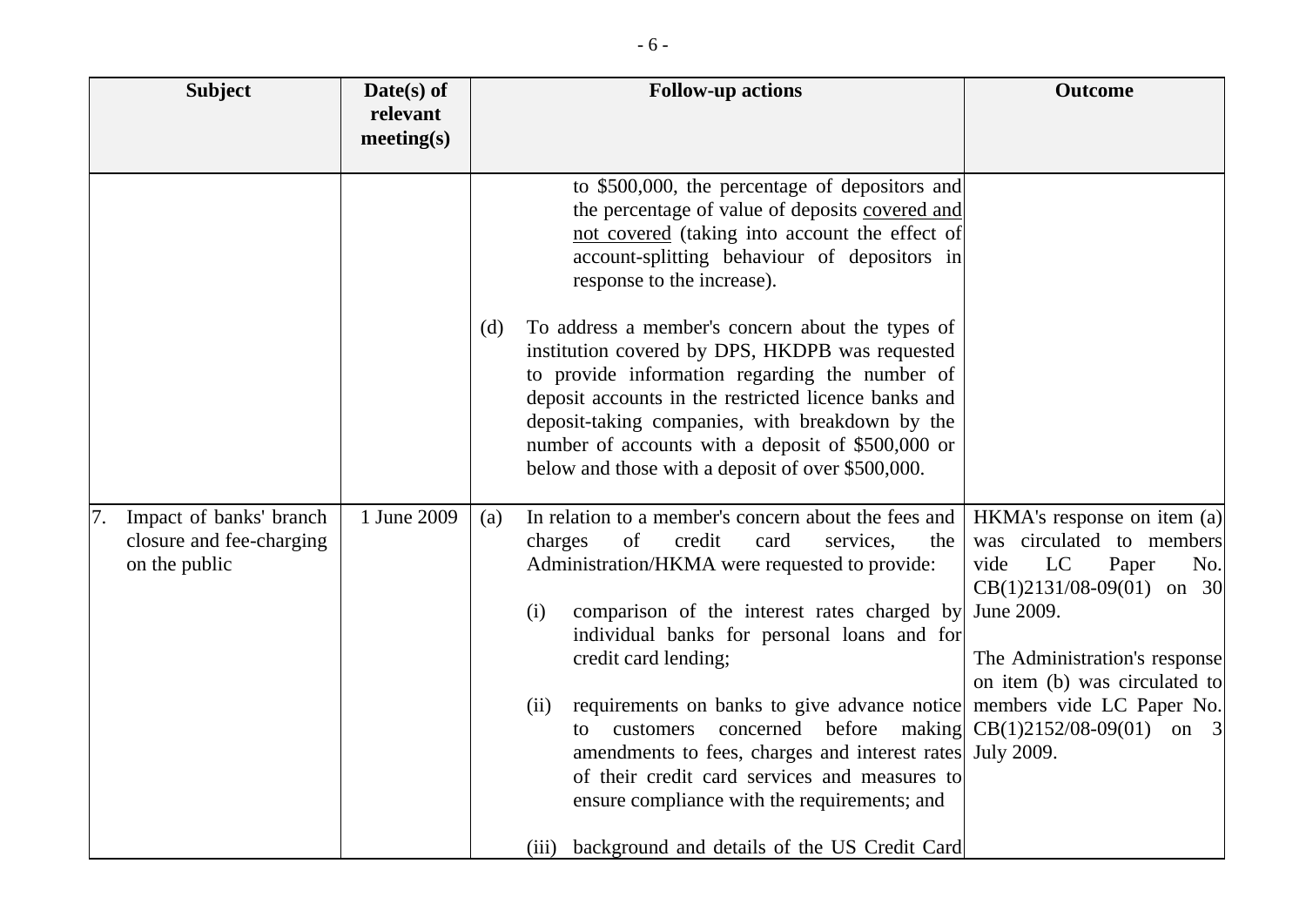| Subject | Date(s) of relevant meeting(s) | Follow-up actions | Outcome |
|---|---|---|---|
| | | to $500,000, the percentage of depositors and the percentage of value of deposits covered and not covered (taking into account the effect of account-splitting behaviour of depositors in response to the increase).<br><br>(d) To address a member's concern about the types of institution covered by DPS, HKDPB was requested to provide information regarding the number of deposit accounts in the restricted licence banks and deposit-taking companies, with breakdown by the number of accounts with a deposit of $500,000 or below and those with a deposit of over $500,000. | |
| 7. Impact of banks' branch closure and fee-charging on the public | 1 June 2009 | (a) In relation to a member's concern about the fees and charges of credit card services, the Administration/HKMA were requested to provide:<br><br>(i) comparison of the interest rates charged by individual banks for personal loans and for credit card lending;<br><br>(ii) requirements on banks to give advance notice to customers concerned before making amendments to fees, charges and interest rates of their credit card services and measures to ensure compliance with the requirements; and<br><br>(iii) background and details of the US Credit Card | HKMA's response on item (a) was circulated to members vide LC Paper No. CB(1)2131/08-09(01) on 30 June 2009.<br><br>The Administration's response on item (b) was circulated to members vide LC Paper No. CB(1)2152/08-09(01) on 3 July 2009. |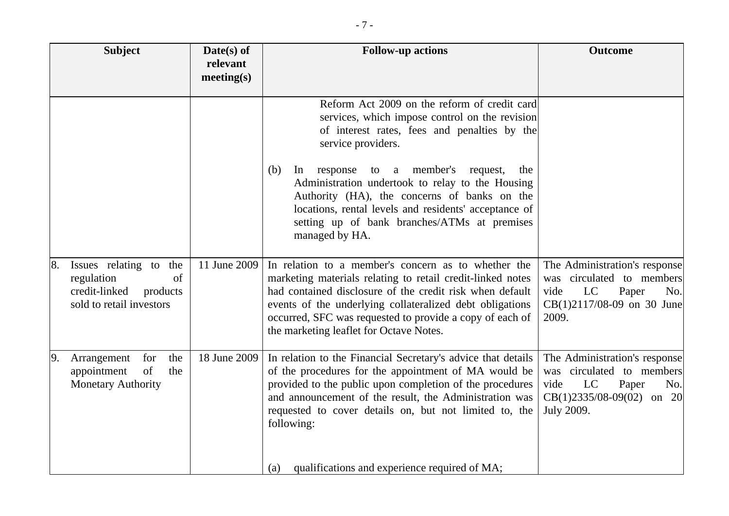| Subject | Date(s) of relevant meeting(s) | Follow-up actions | Outcome |
|---|---|---|---|
| | | Reform Act 2009 on the reform of credit card services, which impose control on the revision of interest rates, fees and penalties by the service providers.<br><br>(b) In response to a member's request, the Administration undertook to relay to the Housing Authority (HA), the concerns of banks on the locations, rental levels and residents' acceptance of setting up of bank branches/ATMs at premises managed by HA. | |
| 8. Issues relating to the regulation of credit-linked products sold to retail investors | 11 June 2009 | In relation to a member's concern as to whether the marketing materials relating to retail credit-linked notes had contained disclosure of the credit risk when default events of the underlying collateralized debt obligations occurred, SFC was requested to provide a copy of each of the marketing leaflet for Octave Notes. | The Administration's response was circulated to members vide LC Paper No. CB(1)2117/08-09 on 30 June 2009. |
| 9. Arrangement for the appointment of the Monetary Authority | 18 June 2009 | In relation to the Financial Secretary's advice that details of the procedures for the appointment of MA would be provided to the public upon completion of the procedures and announcement of the result, the Administration was requested to cover details on, but not limited to, the following:<br><br>(a) qualifications and experience required of MA; | The Administration's response was circulated to members vide LC Paper No. CB(1)2335/08-09(02) on 20 July 2009. |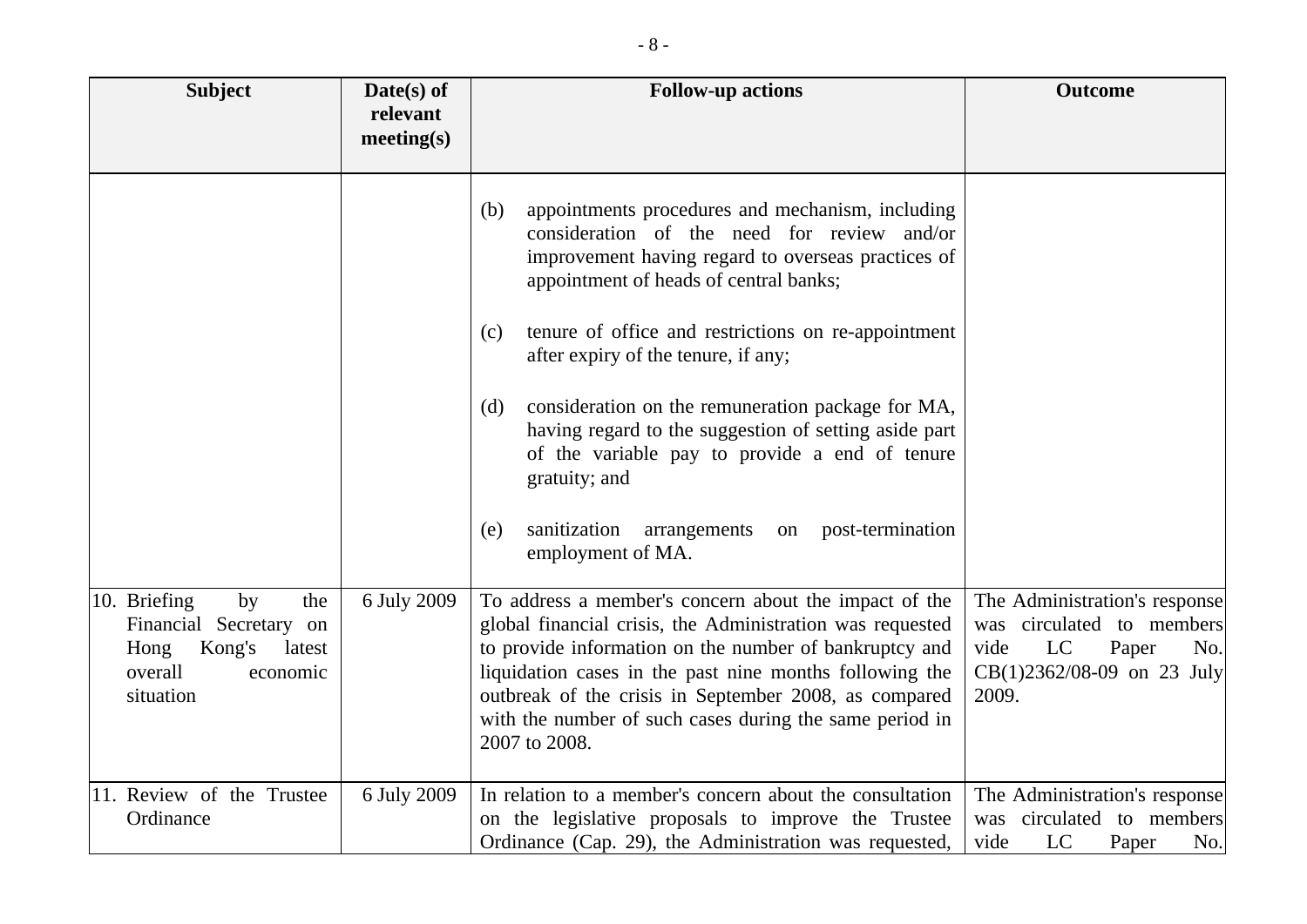| Subject | Date(s) of relevant meeting(s) | Follow-up actions | Outcome |
|---|---|---|---|
| | | (b) appointments procedures and mechanism, including consideration of the need for review and/or improvement having regard to overseas practices of appointment of heads of central banks;<br><br>(c) tenure of office and restrictions on re-appointment after expiry of the tenure, if any;<br><br>(d) consideration on the remuneration package for MA, having regard to the suggestion of setting aside part of the variable pay to provide a end of tenure gratuity; and<br><br>(e) sanitization arrangements on post-termination employment of MA. | |
| 10. Briefing by the Financial Secretary on Hong Kong's latest overall economic situation | 6 July 2009 | To address a member's concern about the impact of the global financial crisis, the Administration was requested to provide information on the number of bankruptcy and liquidation cases in the past nine months following the outbreak of the crisis in September 2008, as compared with the number of such cases during the same period in 2007 to 2008. | The Administration's response was circulated to members vide LC Paper No. CB(1)2362/08-09 on 23 July 2009. |
| 11. Review of the Trustee Ordinance | 6 July 2009 | In relation to a member's concern about the consultation on the legislative proposals to improve the Trustee Ordinance (Cap. 29), the Administration was requested, | The Administration's response was circulated to members vide LC Paper No. |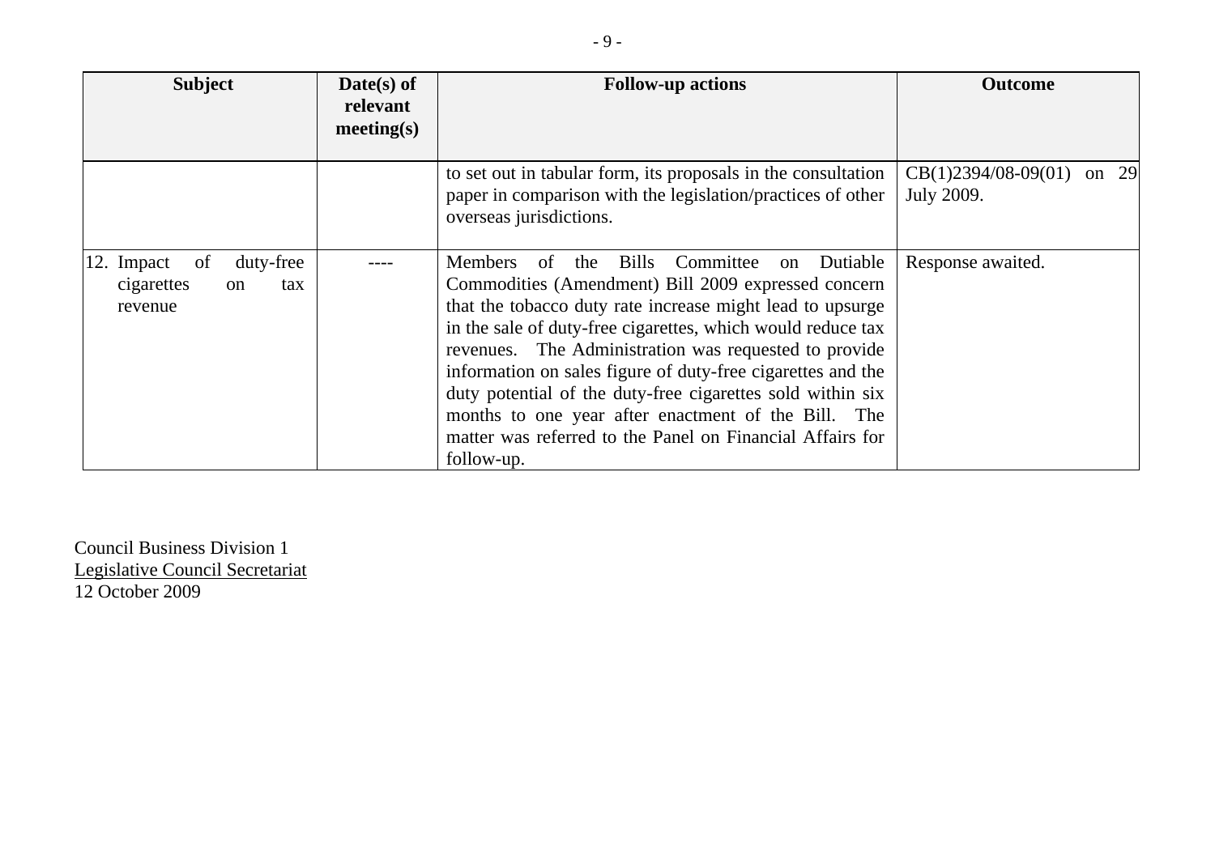| Subject | Date(s) of relevant meeting(s) | Follow-up actions | Outcome |
|---|---|---|---|
| | | to set out in tabular form, its proposals in the consultation paper in comparison with the legislation/practices of other overseas jurisdictions. | CB(1)2394/08-09(01) on 29 July 2009. |
| 12. Impact of duty-free cigarettes on tax revenue | ---- | Members of the Bills Committee on Dutiable Commodities (Amendment) Bill 2009 expressed concern that the tobacco duty rate increase might lead to upsurge in the sale of duty-free cigarettes, which would reduce tax revenues. The Administration was requested to provide information on sales figure of duty-free cigarettes and the duty potential of the duty-free cigarettes sold within six months to one year after enactment of the Bill. The matter was referred to the Panel on Financial Affairs for follow-up. | Response awaited. |

Council Business Division 1
Legislative Council Secretariat
12 October 2009